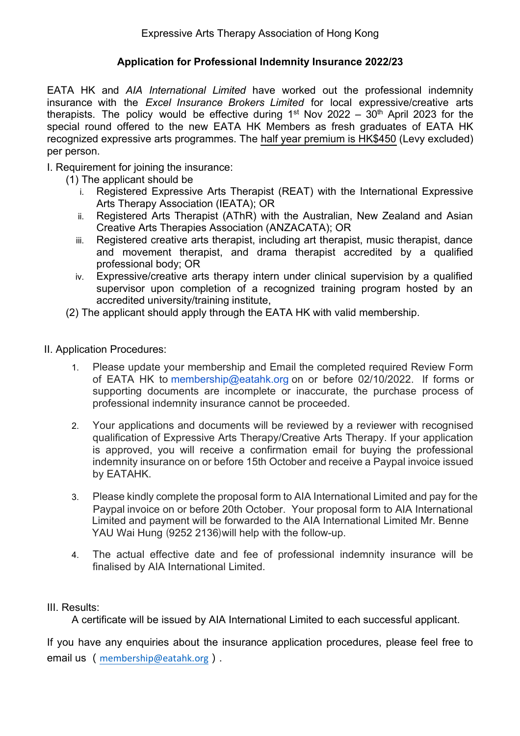Expressive Arts Therapy Association of Hong Kong

## Application for Professional Indemnity Insurance 2022/23

EATA HK and *AIA International Limited* have worked out the professional indemnity insurance with the *Excel Insurance Brokers Limited* for local expressive/creative arts therapists. The policy would be effective during 1st Nov 2022 – 30th April 2023 for the special round offered to the new EATA HK Members as fresh graduates of EATA HK recognized expressive arts programmes. The half year premium is HK$450 (Levy excluded) per person.

I. Requirement for joining the insurance:

(1) The applicant should be

i. Registered Expressive Arts Therapist (REAT) with the International Expressive Arts Therapy Association (IEATA); OR

ii. Registered Arts Therapist (AThR) with the Australian, New Zealand and Asian Creative Arts Therapies Association (ANZACATA); OR

iii. Registered creative arts therapist, including art therapist, music therapist, dance and movement therapist, and drama therapist accredited by a qualified professional body; OR

iv. Expressive/creative arts therapy intern under clinical supervision by a qualified supervisor upon completion of a recognized training program hosted by an accredited university/training institute,

(2) The applicant should apply through the EATA HK with valid membership.

II. Application Procedures:

1. Please update your membership and Email the completed required Review Form of EATA HK to membership@eatahk.org on or before 02/10/2022. If forms or supporting documents are incomplete or inaccurate, the purchase process of professional indemnity insurance cannot be proceeded.

2. Your applications and documents will be reviewed by a reviewer with recognised qualification of Expressive Arts Therapy/Creative Arts Therapy. If your application is approved, you will receive a confirmation email for buying the professional indemnity insurance on or before 15th October and receive a Paypal invoice issued by EATAHK.

3. Please kindly complete the proposal form to AIA International Limited and pay for the Paypal invoice on or before 20th October. Your proposal form to AIA International Limited and payment will be forwarded to the AIA International Limited Mr. Benne YAU Wai Hung (9252 2136)will help with the follow-up.

4. The actual effective date and fee of professional indemnity insurance will be finalised by AIA International Limited.

III. Results:

A certificate will be issued by AIA International Limited to each successful applicant.

If you have any enquiries about the insurance application procedures, please feel free to email us ( membership@eatahk.org ) .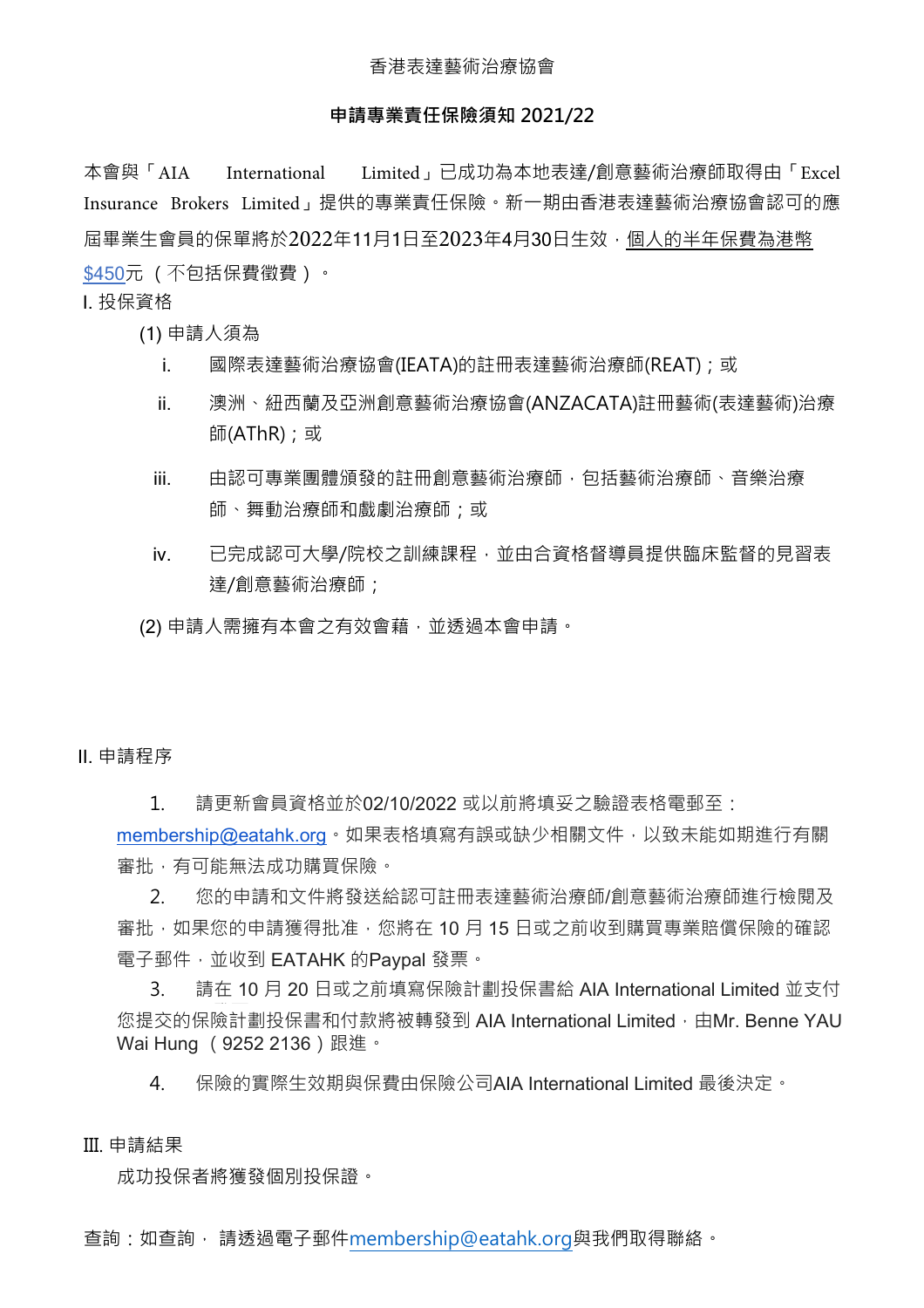香港表達藝術治療協會

**申請專業責任保險須知 2021/22**

本會與「AIA International Limited」已成功為本地表達/創意藝術治療師取得由「Excel Insurance Brokers Limited」提供的專業責任保險。新一期由香港表達藝術治療協會認可的應屆畢業生會員的保單將於2022年11月1日至2023年4月30日生效，個人的半年保費為港幣$450元（不包括保費徵費）。

I. 投保資格

(1) 申請人須為

i. 國際表達藝術治療協會(IEATA)的註冊表達藝術治療師(REAT)；或

ii. 澳洲、紐西蘭及亞洲創意藝術治療協會(ANZACATA)註冊藝術(表達藝術)治療師(AThR)；或

iii. 由認可專業團體頒發的註冊創意藝術治療師，包括藝術治療師、音樂治療師、舞動治療師和戲劇治療師；或

iv. 已完成認可大學/院校之訓練課程，並由合資格督導員提供臨床監督的見習表達/創意藝術治療師；

(2) 申請人需擁有本會之有效會藉，並透過本會申請。

II. 申請程序

1. 請更新會員資格並於02/10/2022 或以前將填妥之驗證表格電郵至：membership@eatahk.org。如果表格填寫有誤或缺少相關文件，以致未能如期進行有關審批，有可能無法成功購買保險。

2. 您的申請和文件將發送給認可註冊表達藝術治療師/創意藝術治療師進行檢閱及審批，如果您的申請獲得批准，您將在 10 月 15 日或之前收到購買專業賠償保險的確認電子郵件，並收到 EATAHK 的Paypal 發票。

3. 請在 10 月 20 日或之前填寫保險計劃投保書給 AIA International Limited 並支付您提交的保險計劃投保書和付款將被轉發到 AIA International Limited，由Mr. Benne YAU Wai Hung （9252 2136）跟進。

4. 保險的實際生效期與保費由保險公司AIA International Limited 最後決定。

III. 申請結果

成功投保者將獲發個別投保證。

查詢：如查詢， 請透過電子郵件membership@eatahk.org與我們取得聯絡。